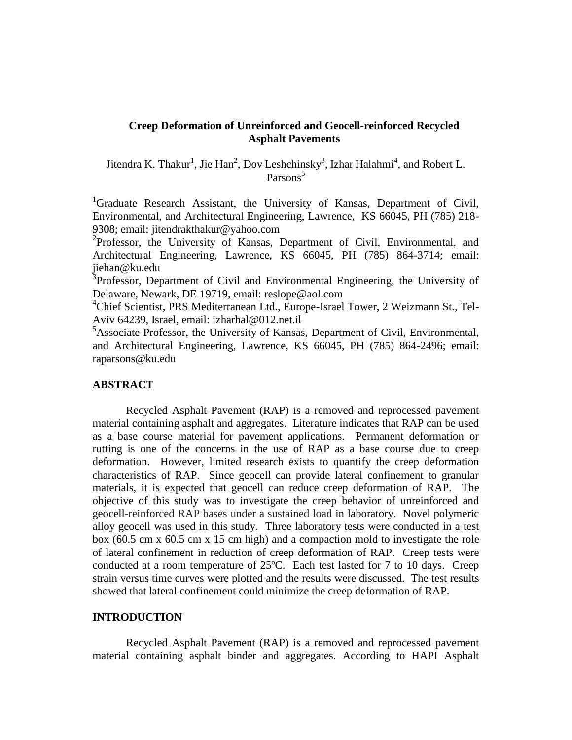# Creep Deformation of Unreinforced and Geocell-reinforced Recycled Asphalt Pavements

Jitendra K. Thakur[1], Jie Han[2], Dov Leshchinsky[3], Izhar Halahmi[4], and Robert L. Parsons[5]

[1]Graduate Research Assistant, the University of Kansas, Department of Civil, Environmental, and Architectural Engineering, Lawrence, KS 66045, PH (785) 218-9308; email: jitendrakthakur@yahoo.com

[2]Professor, the University of Kansas, Department of Civil, Environmental, and Architectural Engineering, Lawrence, KS 66045, PH (785) 864-3714; email: jiehan@ku.edu

[3]Professor, Department of Civil and Environmental Engineering, the University of Delaware, Newark, DE 19719, email: reslope@aol.com

[4]Chief Scientist, PRS Mediterranean Ltd., Europe-Israel Tower, 2 Weizmann St., Tel-Aviv 64239, Israel, email: izharhal@012.net.il

[5]Associate Professor, the University of Kansas, Department of Civil, Environmental, and Architectural Engineering, Lawrence, KS 66045, PH (785) 864-2496; email: raparsons@ku.edu

## ABSTRACT

Recycled Asphalt Pavement (RAP) is a removed and reprocessed pavement material containing asphalt and aggregates. Literature indicates that RAP can be used as a base course material for pavement applications. Permanent deformation or rutting is one of the concerns in the use of RAP as a base course due to creep deformation. However, limited research exists to quantify the creep deformation characteristics of RAP. Since geocell can provide lateral confinement to granular materials, it is expected that geocell can reduce creep deformation of RAP. The objective of this study was to investigate the creep behavior of unreinforced and geocell-reinforced RAP bases under a sustained load in laboratory. Novel polymeric alloy geocell was used in this study. Three laboratory tests were conducted in a test box (60.5 cm x 60.5 cm x 15 cm high) and a compaction mold to investigate the role of lateral confinement in reduction of creep deformation of RAP. Creep tests were conducted at a room temperature of 25ºC. Each test lasted for 7 to 10 days. Creep strain versus time curves were plotted and the results were discussed. The test results showed that lateral confinement could minimize the creep deformation of RAP.

## INTRODUCTION

Recycled Asphalt Pavement (RAP) is a removed and reprocessed pavement material containing asphalt binder and aggregates. According to HAPI Asphalt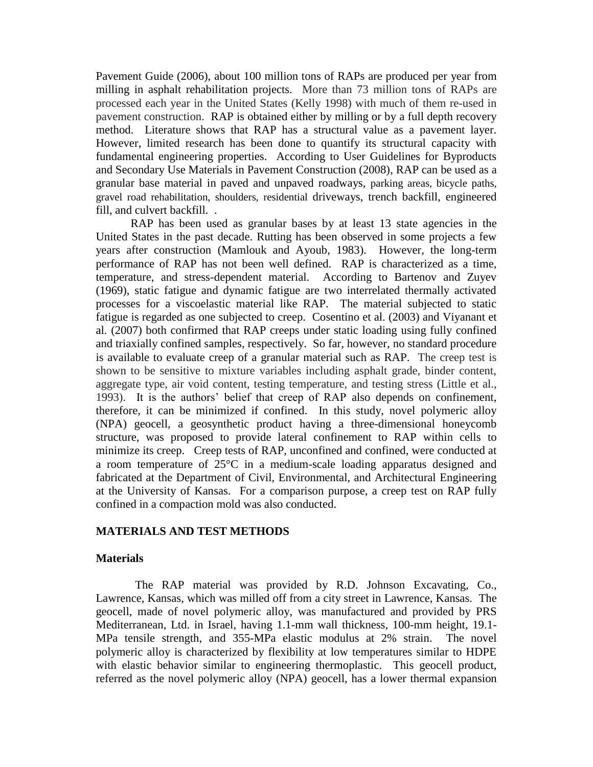Pavement Guide (2006), about 100 million tons of RAPs are produced per year from milling in asphalt rehabilitation projects. More than 73 million tons of RAPs are processed each year in the United States (Kelly 1998) with much of them re-used in pavement construction. RAP is obtained either by milling or by a full depth recovery method. Literature shows that RAP has a structural value as a pavement layer. However, limited research has been done to quantify its structural capacity with fundamental engineering properties. According to User Guidelines for Byproducts and Secondary Use Materials in Pavement Construction (2008), RAP can be used as a granular base material in paved and unpaved roadways, parking areas, bicycle paths, gravel road rehabilitation, shoulders, residential driveways, trench backfill, engineered fill, and culvert backfill. .

RAP has been used as granular bases by at least 13 state agencies in the United States in the past decade. Rutting has been observed in some projects a few years after construction (Mamlouk and Ayoub, 1983). However, the long-term performance of RAP has not been well defined. RAP is characterized as a time, temperature, and stress-dependent material. According to Bartenov and Zuyev (1969), static fatigue and dynamic fatigue are two interrelated thermally activated processes for a viscoelastic material like RAP. The material subjected to static fatigue is regarded as one subjected to creep. Cosentino et al. (2003) and Viyanant et al. (2007) both confirmed that RAP creeps under static loading using fully confined and triaxially confined samples, respectively. So far, however, no standard procedure is available to evaluate creep of a granular material such as RAP. The creep test is shown to be sensitive to mixture variables including asphalt grade, binder content, aggregate type, air void content, testing temperature, and testing stress (Little et al., 1993). It is the authors' belief that creep of RAP also depends on confinement, therefore, it can be minimized if confined. In this study, novel polymeric alloy (NPA) geocell, a geosynthetic product having a three-dimensional honeycomb structure, was proposed to provide lateral confinement to RAP within cells to minimize its creep. Creep tests of RAP, unconfined and confined, were conducted at a room temperature of 25°C in a medium-scale loading apparatus designed and fabricated at the Department of Civil, Environmental, and Architectural Engineering at the University of Kansas. For a comparison purpose, a creep test on RAP fully confined in a compaction mold was also conducted.

## MATERIALS AND TEST METHODS

### Materials

The RAP material was provided by R.D. Johnson Excavating, Co., Lawrence, Kansas, which was milled off from a city street in Lawrence, Kansas. The geocell, made of novel polymeric alloy, was manufactured and provided by PRS Mediterranean, Ltd. in Israel, having 1.1-mm wall thickness, 100-mm height, 19.1-MPa tensile strength, and 355-MPa elastic modulus at 2% strain. The novel polymeric alloy is characterized by flexibility at low temperatures similar to HDPE with elastic behavior similar to engineering thermoplastic. This geocell product, referred as the novel polymeric alloy (NPA) geocell, has a lower thermal expansion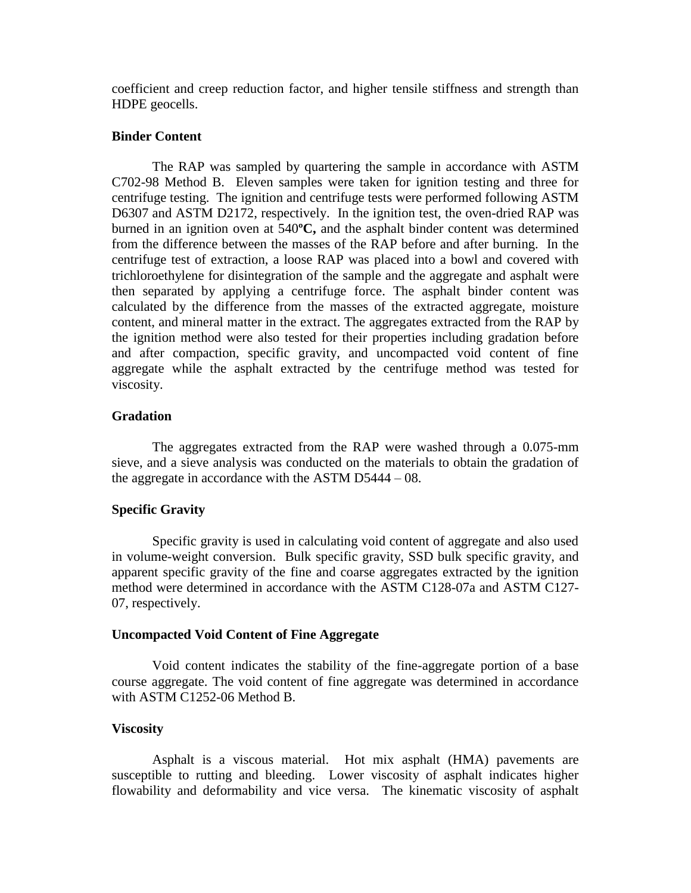coefficient and creep reduction factor, and higher tensile stiffness and strength than HDPE geocells.

### Binder Content

The RAP was sampled by quartering the sample in accordance with ASTM C702-98 Method B. Eleven samples were taken for ignition testing and three for centrifuge testing. The ignition and centrifuge tests were performed following ASTM D6307 and ASTM D2172, respectively. In the ignition test, the oven-dried RAP was burned in an ignition oven at 540**ºC,** and the asphalt binder content was determined from the difference between the masses of the RAP before and after burning. In the centrifuge test of extraction, a loose RAP was placed into a bowl and covered with trichloroethylene for disintegration of the sample and the aggregate and asphalt were then separated by applying a centrifuge force. The asphalt binder content was calculated by the difference from the masses of the extracted aggregate, moisture content, and mineral matter in the extract. The aggregates extracted from the RAP by the ignition method were also tested for their properties including gradation before and after compaction, specific gravity, and uncompacted void content of fine aggregate while the asphalt extracted by the centrifuge method was tested for viscosity.

### Gradation

The aggregates extracted from the RAP were washed through a 0.075-mm sieve, and a sieve analysis was conducted on the materials to obtain the gradation of the aggregate in accordance with the ASTM D5444 – 08.

### Specific Gravity

Specific gravity is used in calculating void content of aggregate and also used in volume-weight conversion. Bulk specific gravity, SSD bulk specific gravity, and apparent specific gravity of the fine and coarse aggregates extracted by the ignition method were determined in accordance with the ASTM C128-07a and ASTM C127-07, respectively.

### Uncompacted Void Content of Fine Aggregate

Void content indicates the stability of the fine-aggregate portion of a base course aggregate. The void content of fine aggregate was determined in accordance with ASTM C1252-06 Method B.

### Viscosity

Asphalt is a viscous material. Hot mix asphalt (HMA) pavements are susceptible to rutting and bleeding. Lower viscosity of asphalt indicates higher flowability and deformability and vice versa. The kinematic viscosity of asphalt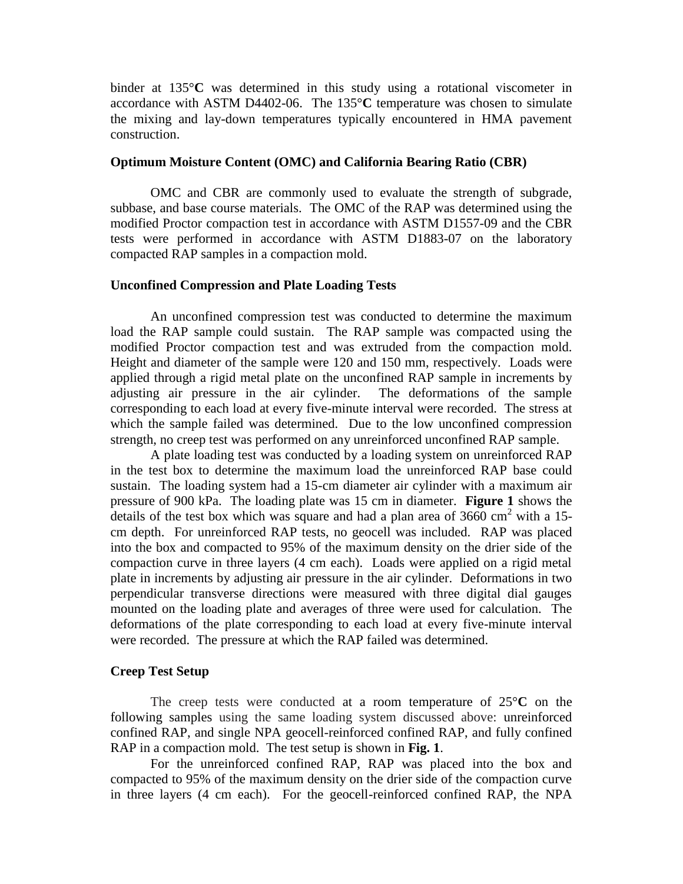binder at 135°**C** was determined in this study using a rotational viscometer in accordance with ASTM D4402-06. The 135°**C** temperature was chosen to simulate the mixing and lay-down temperatures typically encountered in HMA pavement construction.

### Optimum Moisture Content (OMC) and California Bearing Ratio (CBR)

OMC and CBR are commonly used to evaluate the strength of subgrade, subbase, and base course materials. The OMC of the RAP was determined using the modified Proctor compaction test in accordance with ASTM D1557-09 and the CBR tests were performed in accordance with ASTM D1883-07 on the laboratory compacted RAP samples in a compaction mold.

### Unconfined Compression and Plate Loading Tests

An unconfined compression test was conducted to determine the maximum load the RAP sample could sustain. The RAP sample was compacted using the modified Proctor compaction test and was extruded from the compaction mold. Height and diameter of the sample were 120 and 150 mm, respectively. Loads were applied through a rigid metal plate on the unconfined RAP sample in increments by adjusting air pressure in the air cylinder. The deformations of the sample corresponding to each load at every five-minute interval were recorded. The stress at which the sample failed was determined. Due to the low unconfined compression strength, no creep test was performed on any unreinforced unconfined RAP sample.

A plate loading test was conducted by a loading system on unreinforced RAP in the test box to determine the maximum load the unreinforced RAP base could sustain. The loading system had a 15-cm diameter air cylinder with a maximum air pressure of 900 kPa. The loading plate was 15 cm in diameter. **Figure 1** shows the details of the test box which was square and had a plan area of 3660 $cm^2$ with a 15-cm depth. For unreinforced RAP tests, no geocell was included. RAP was placed into the box and compacted to 95% of the maximum density on the drier side of the compaction curve in three layers (4 cm each). Loads were applied on a rigid metal plate in increments by adjusting air pressure in the air cylinder. Deformations in two perpendicular transverse directions were measured with three digital dial gauges mounted on the loading plate and averages of three were used for calculation. The deformations of the plate corresponding to each load at every five-minute interval were recorded. The pressure at which the RAP failed was determined.

### Creep Test Setup

The creep tests were conducted at a room temperature of 25°**C** on the following samples using the same loading system discussed above: unreinforced confined RAP, and single NPA geocell-reinforced confined RAP, and fully confined RAP in a compaction mold. The test setup is shown in **Fig. 1**.

For the unreinforced confined RAP, RAP was placed into the box and compacted to 95% of the maximum density on the drier side of the compaction curve in three layers (4 cm each). For the geocell-reinforced confined RAP, the NPA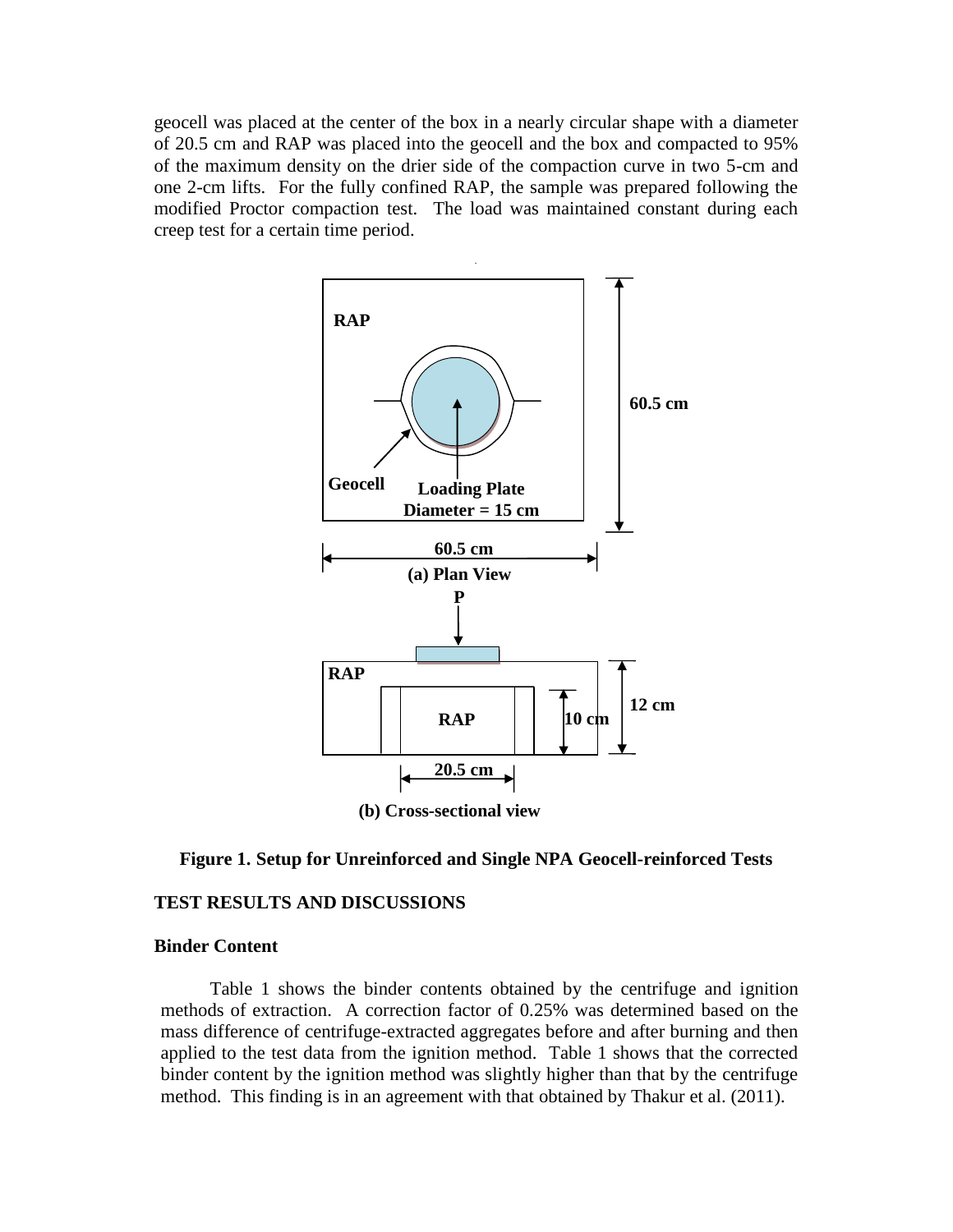geocell was placed at the center of the box in a nearly circular shape with a diameter of 20.5 cm and RAP was placed into the geocell and the box and compacted to 95% of the maximum density on the drier side of the compaction curve in two 5-cm and one 2-cm lifts. For the fully confined RAP, the sample was prepared following the modified Proctor compaction test. The load was maintained constant during each creep test for a certain time period.

**Figure 1. Setup for Unreinforced and Single NPA Geocell-reinforced Tests**

## TEST RESULTS AND DISCUSSIONS

### Binder Content

Table 1 shows the binder contents obtained by the centrifuge and ignition methods of extraction. A correction factor of 0.25% was determined based on the mass difference of centrifuge-extracted aggregates before and after burning and then applied to the test data from the ignition method. Table 1 shows that the corrected binder content by the ignition method was slightly higher than that by the centrifuge method. This finding is in an agreement with that obtained by Thakur et al. (2011).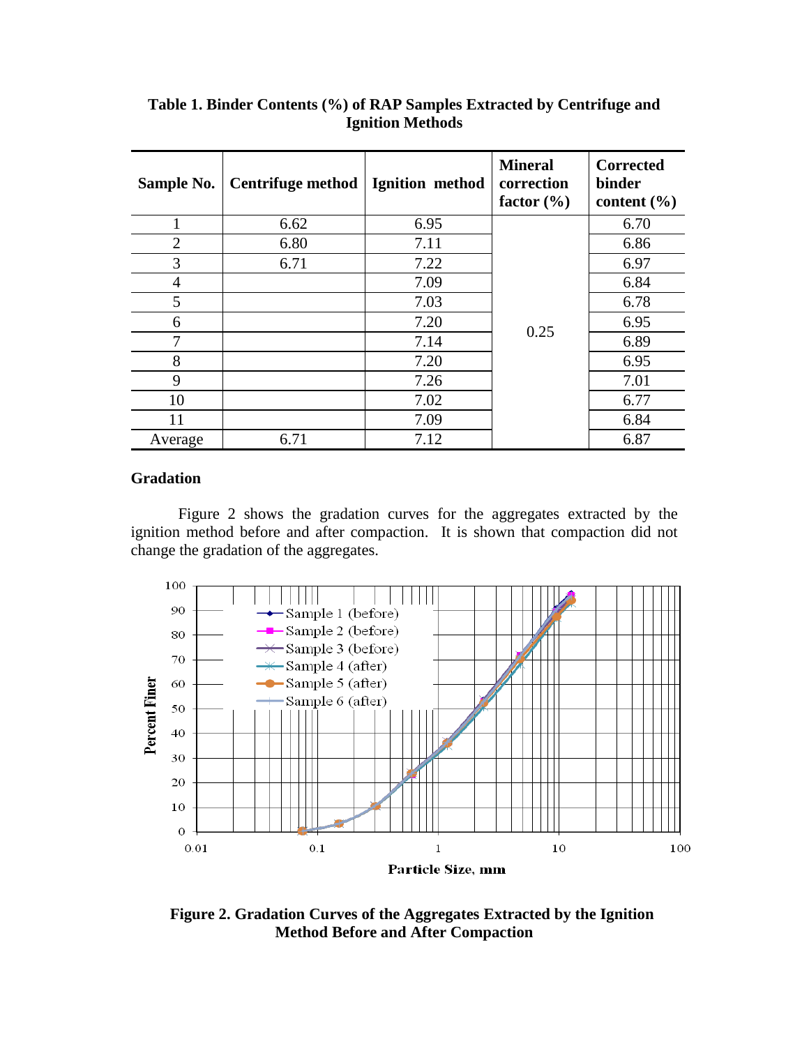**Table 1. Binder Contents (%) of RAP Samples Extracted by Centrifuge and Ignition Methods**

| Sample No. | Centrifuge method | Ignition method | Mineral correction factor (%) | Corrected binder content (%) |
|---|---|---|---|---|
| 1 | 6.62 | 6.95 | 0.25 | 6.70 |
| 2 | 6.80 | 7.11 | | 6.86 |
| 3 | 6.71 | 7.22 | | 6.97 |
| 4 | | 7.09 | | 6.84 |
| 5 | | 7.03 | | 6.78 |
| 6 | | 7.20 | | 6.95 |
| 7 | | 7.14 | | 6.89 |
| 8 | | 7.20 | | 6.95 |
| 9 | | 7.26 | | 7.01 |
| 10 | | 7.02 | | 6.77 |
| 11 | | 7.09 | | 6.84 |
| Average | 6.71 | 7.12 | | 6.87 |

**Gradation**

Figure 2 shows the gradation curves for the aggregates extracted by the ignition method before and after compaction. It is shown that compaction did not change the gradation of the aggregates.

**Figure 2. Gradation Curves of the Aggregates Extracted by the Ignition Method Before and After Compaction**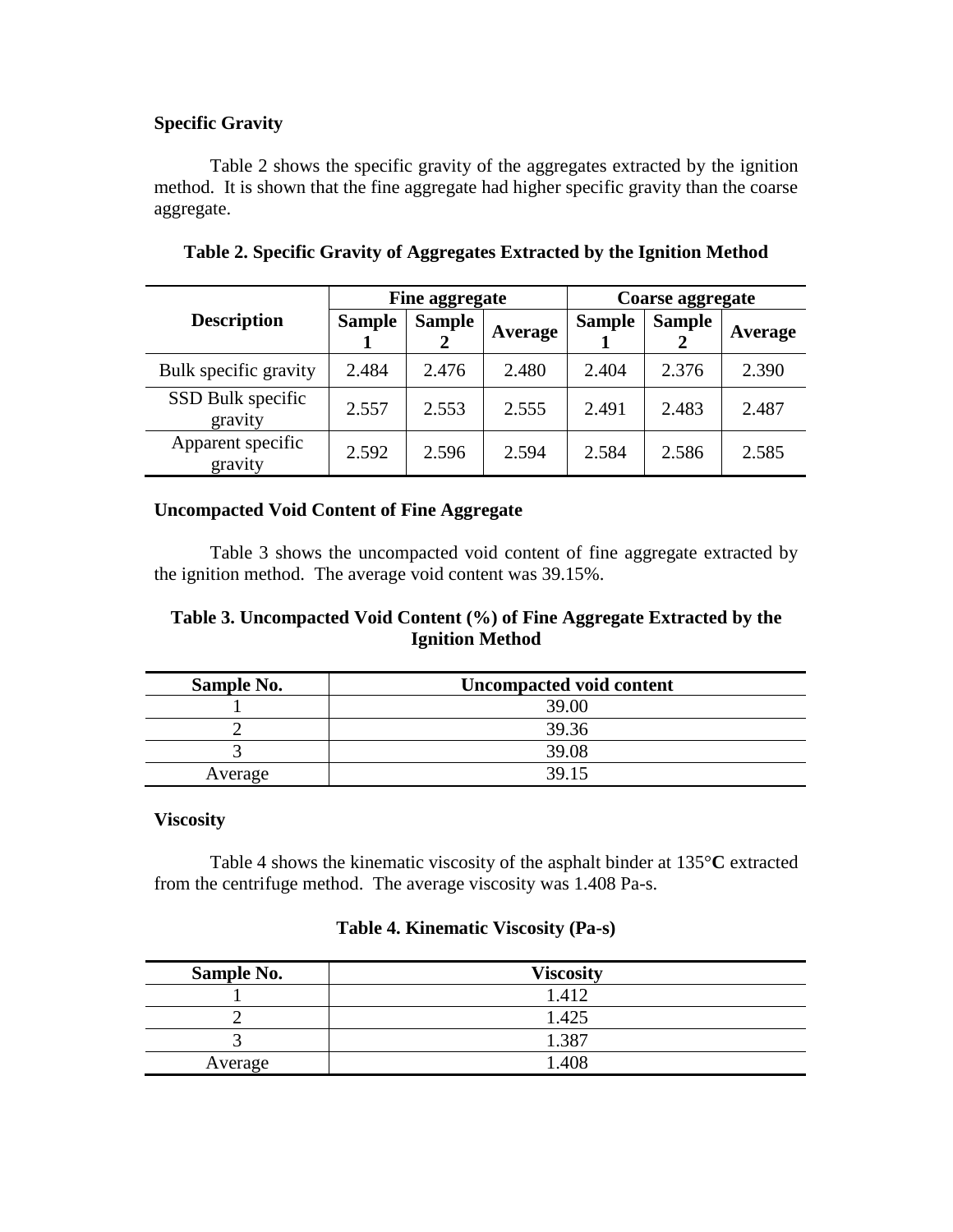### Specific Gravity

Table 2 shows the specific gravity of the aggregates extracted by the ignition method. It is shown that the fine aggregate had higher specific gravity than the coarse aggregate.

**Table 2. Specific Gravity of Aggregates Extracted by the Ignition Method**

| Description | Fine aggregate | | | Coarse aggregate | | |
|---|---|---|---|---|---|---|
| | Sample 1 | Sample 2 | Average | Sample 1 | Sample 2 | Average |
| Bulk specific gravity | 2.484 | 2.476 | 2.480 | 2.404 | 2.376 | 2.390 |
| SSD Bulk specific gravity | 2.557 | 2.553 | 2.555 | 2.491 | 2.483 | 2.487 |
| Apparent specific gravity | 2.592 | 2.596 | 2.594 | 2.584 | 2.586 | 2.585 |

### Uncompacted Void Content of Fine Aggregate

Table 3 shows the uncompacted void content of fine aggregate extracted by the ignition method. The average void content was 39.15%.

**Table 3. Uncompacted Void Content (%) of Fine Aggregate Extracted by the Ignition Method**

| Sample No. | Uncompacted void content |
|---|---|
| 1 | 39.00 |
| 2 | 39.36 |
| 3 | 39.08 |
| Average | 39.15 |

### Viscosity

Table 4 shows the kinematic viscosity of the asphalt binder at 135°**C** extracted from the centrifuge method. The average viscosity was 1.408 Pa-s.

**Table 4. Kinematic Viscosity (Pa-s)**

| Sample No. | Viscosity |
|---|---|
| 1 | 1.412 |
| 2 | 1.425 |
| 3 | 1.387 |
| Average | 1.408 |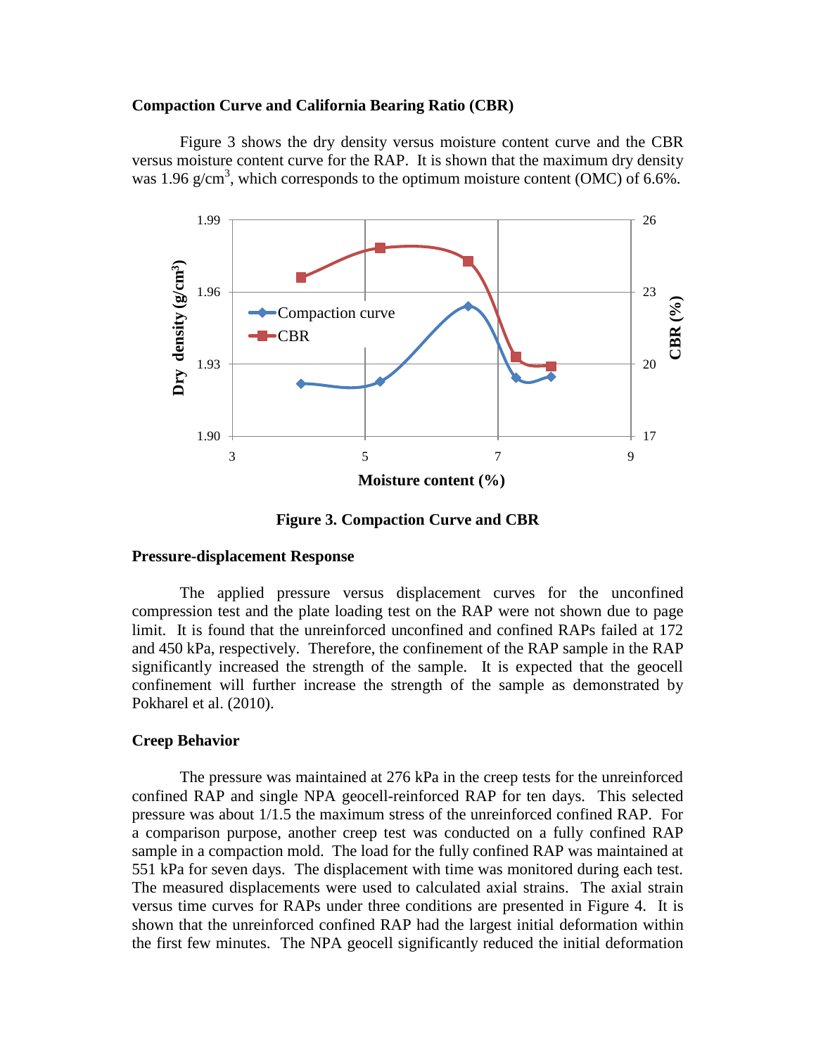### Compaction Curve and California Bearing Ratio (CBR)

Figure 3 shows the dry density versus moisture content curve and the CBR versus moisture content curve for the RAP. It is shown that the maximum dry density was 1.96 g/cm$^3$, which corresponds to the optimum moisture content (OMC) of 6.6%.

**Figure 3. Compaction Curve and CBR**

### Pressure-displacement Response

The applied pressure versus displacement curves for the unconfined compression test and the plate loading test on the RAP were not shown due to page limit. It is found that the unreinforced unconfined and confined RAPs failed at 172 and 450 kPa, respectively. Therefore, the confinement of the RAP sample in the RAP significantly increased the strength of the sample. It is expected that the geocell confinement will further increase the strength of the sample as demonstrated by Pokharel et al. (2010).

### Creep Behavior

The pressure was maintained at 276 kPa in the creep tests for the unreinforced confined RAP and single NPA geocell-reinforced RAP for ten days. This selected pressure was about 1/1.5 the maximum stress of the unreinforced confined RAP. For a comparison purpose, another creep test was conducted on a fully confined RAP sample in a compaction mold. The load for the fully confined RAP was maintained at 551 kPa for seven days. The displacement with time was monitored during each test. The measured displacements were used to calculated axial strains. The axial strain versus time curves for RAPs under three conditions are presented in Figure 4. It is shown that the unreinforced confined RAP had the largest initial deformation within the first few minutes. The NPA geocell significantly reduced the initial deformation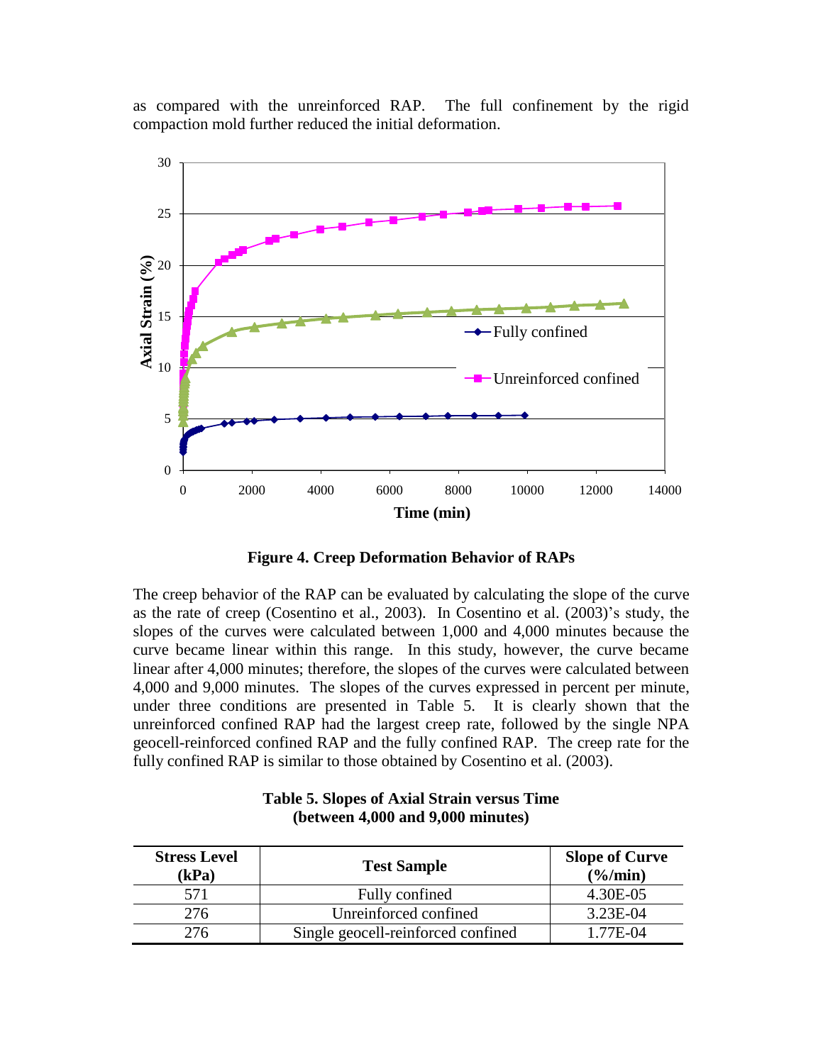as compared with the unreinforced RAP. The full confinement by the rigid compaction mold further reduced the initial deformation.

**Figure 4. Creep Deformation Behavior of RAPs**

The creep behavior of the RAP can be evaluated by calculating the slope of the curve as the rate of creep (Cosentino et al., 2003). In Cosentino et al. (2003)'s study, the slopes of the curves were calculated between 1,000 and 4,000 minutes because the curve became linear within this range. In this study, however, the curve became linear after 4,000 minutes; therefore, the slopes of the curves were calculated between 4,000 and 9,000 minutes. The slopes of the curves expressed in percent per minute, under three conditions are presented in Table 5. It is clearly shown that the unreinforced confined RAP had the largest creep rate, followed by the single NPA geocell-reinforced confined RAP and the fully confined RAP. The creep rate for the fully confined RAP is similar to those obtained by Cosentino et al. (2003).

**Table 5. Slopes of Axial Strain versus Time (between 4,000 and 9,000 minutes)**

| Stress Level (kPa) | Test Sample | Slope of Curve (%/min) |
| --- | --- | --- |
| 571 | Fully confined | 4.30E-05 |
| 276 | Unreinforced confined | 3.23E-04 |
| 276 | Single geocell-reinforced confined | 1.77E-04 |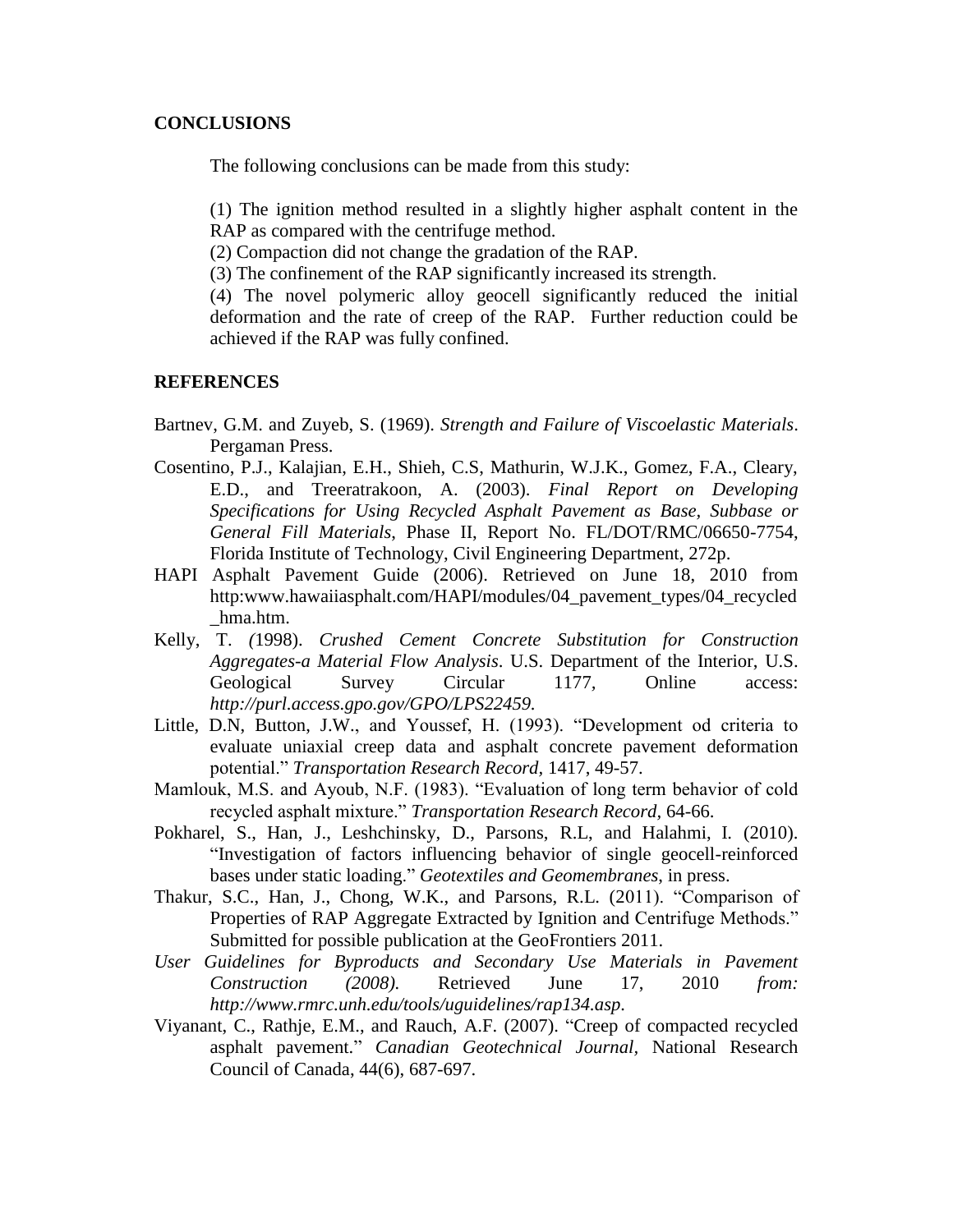## CONCLUSIONS

The following conclusions can be made from this study:

(1) The ignition method resulted in a slightly higher asphalt content in the RAP as compared with the centrifuge method.
(2) Compaction did not change the gradation of the RAP.
(3) The confinement of the RAP significantly increased its strength.
(4) The novel polymeric alloy geocell significantly reduced the initial deformation and the rate of creep of the RAP. Further reduction could be achieved if the RAP was fully confined.

## REFERENCES

Bartnev, G.M. and Zuyeb, S. (1969). *Strength and Failure of Viscoelastic Materials*. Pergaman Press.

Cosentino, P.J., Kalajian, E.H., Shieh, C.S, Mathurin, W.J.K., Gomez, F.A., Cleary, E.D., and Treeratrakoon, A. (2003). *Final Report on Developing Specifications for Using Recycled Asphalt Pavement as Base, Subbase or General Fill Materials*, Phase II, Report No. FL/DOT/RMC/06650-7754, Florida Institute of Technology, Civil Engineering Department, 272p.

HAPI Asphalt Pavement Guide (2006). Retrieved on June 18, 2010 from http:www.hawaiiasphalt.com/HAPI/modules/04_pavement_types/04_recycled_hma.htm.

Kelly, T. *(*1998). *Crushed Cement Concrete Substitution for Construction Aggregates-a Material Flow Analysis*. U.S. Department of the Interior, U.S. Geological Survey Circular 1177, Online access: *http://purl.access.gpo.gov/GPO/LPS22459.*

Little, D.N, Button, J.W., and Youssef, H. (1993). "Development od criteria to evaluate uniaxial creep data and asphalt concrete pavement deformation potential." *Transportation Research Record,* 1417, 49-57.

Mamlouk, M.S. and Ayoub, N.F. (1983). "Evaluation of long term behavior of cold recycled asphalt mixture." *Transportation Research Record,* 64-66.

Pokharel, S., Han, J., Leshchinsky, D., Parsons, R.L, and Halahmi, I. (2010). "Investigation of factors influencing behavior of single geocell-reinforced bases under static loading." *Geotextiles and Geomembranes*, in press.

Thakur, S.C., Han, J., Chong, W.K., and Parsons, R.L. (2011). "Comparison of Properties of RAP Aggregate Extracted by Ignition and Centrifuge Methods." Submitted for possible publication at the GeoFrontiers 2011.

*User Guidelines for Byproducts and Secondary Use Materials in Pavement Construction (2008).* Retrieved June 17, 2010 *from: http://www.rmrc.unh.edu/tools/uguidelines/rap134.asp.*

Viyanant, C., Rathje, E.M., and Rauch, A.F. (2007). "Creep of compacted recycled asphalt pavement." *Canadian Geotechnical Journal,* National Research Council of Canada, 44(6), 687-697.